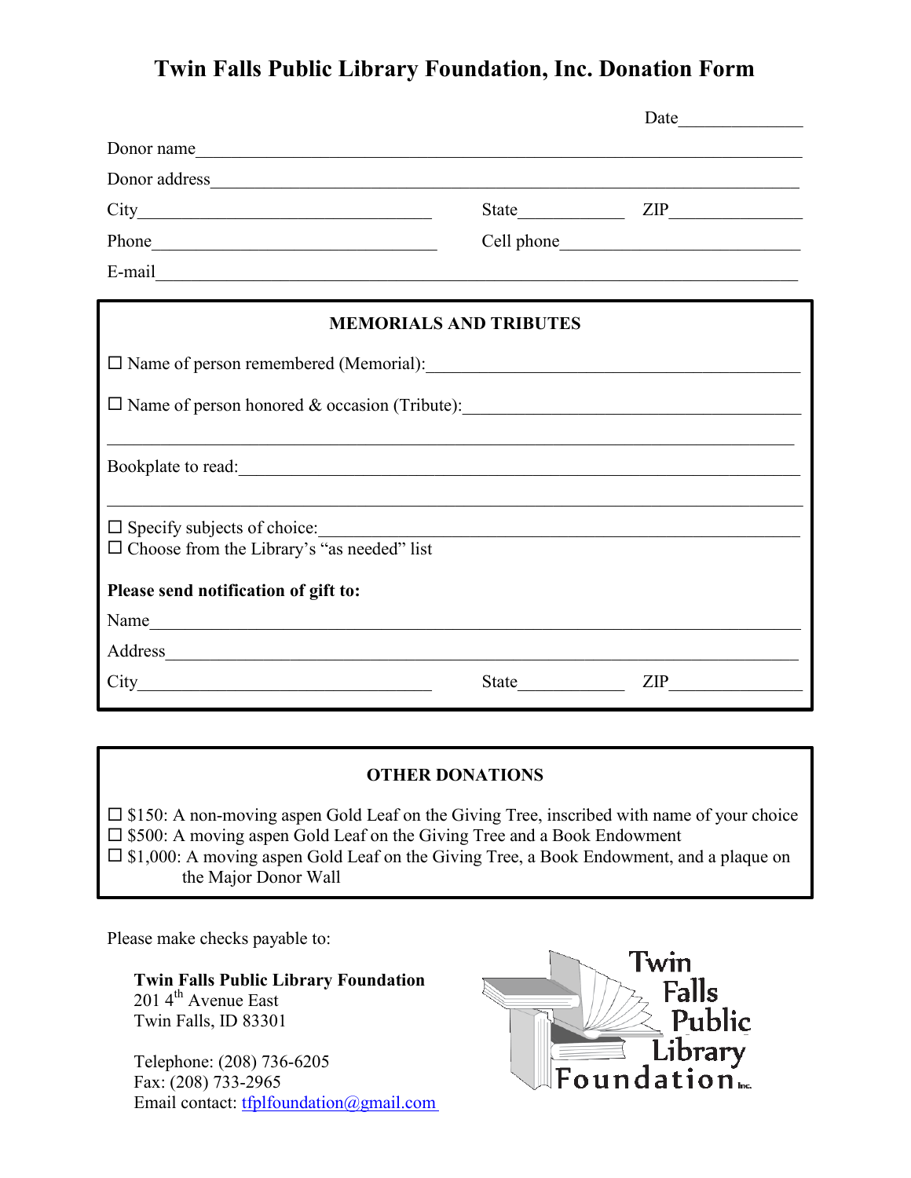# Twin Falls Public Library Foundation, Inc. Donation Form

Date______________

Donor name________________________________________________________________

Donor address______________________________________________________________

City_________________________________ State____________ ZIP_______________

Phone________________________________ Cell phone___________________________

E-mail____________________________________________________________________

## MEMORIALS AND TRIBUTES

☐ Name of person remembered (Memorial):_________________________________________

☐ Name of person honored & occasion (Tribute):____________________________________

_________________________________________________________________________

Bookplate to read:__________________________________________________________

_________________________________________________________________________

☐ Specify subjects of choice:__________________________________________________

☐ Choose from the Library's "as needed" list

**Please send notification of gift to:**

Name_____________________________________________________________________

Address___________________________________________________________________

City_________________________________ State____________ ZIP_______________

## OTHER DONATIONS

☐ $150: A non-moving aspen Gold Leaf on the Giving Tree, inscribed with name of your choice

☐ $500: A moving aspen Gold Leaf on the Giving Tree and a Book Endowment

☐ $1,000: A moving aspen Gold Leaf on the Giving Tree, a Book Endowment, and a plaque on the Major Donor Wall

Please make checks payable to:

**Twin Falls Public Library Foundation**
201 4th Avenue East
Twin Falls, ID 83301

Telephone: (208) 736-6205
Fax: (208) 733-2965
Email contact: tfplfoundation@gmail.com

Twin Falls Public Library Foundation Inc.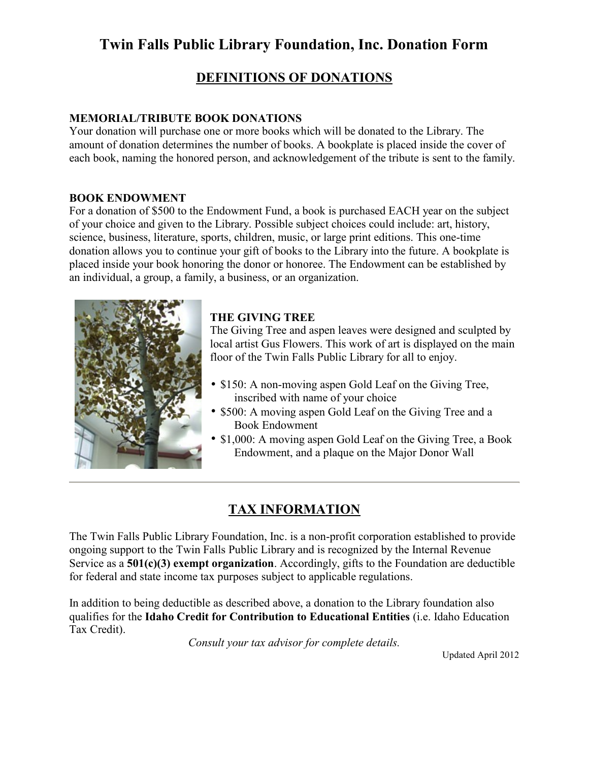# Twin Falls Public Library Foundation, Inc. Donation Form

## DEFINITIONS OF DONATIONS

**MEMORIAL/TRIBUTE BOOK DONATIONS**

Your donation will purchase one or more books which will be donated to the Library. The amount of donation determines the number of books. A bookplate is placed inside the cover of each book, naming the honored person, and acknowledgement of the tribute is sent to the family.

**BOOK ENDOWMENT**

For a donation of $500 to the Endowment Fund, a book is purchased EACH year on the subject of your choice and given to the Library. Possible subject choices could include: art, history, science, business, literature, sports, children, music, or large print editions. This one-time donation allows you to continue your gift of books to the Library into the future. A bookplate is placed inside your book honoring the donor or honoree. The Endowment can be established by an individual, a group, a family, a business, or an organization.

**THE GIVING TREE**

The Giving Tree and aspen leaves were designed and sculpted by local artist Gus Flowers. This work of art is displayed on the main floor of the Twin Falls Public Library for all to enjoy.

- $150: A non-moving aspen Gold Leaf on the Giving Tree, inscribed with name of your choice
- $500: A moving aspen Gold Leaf on the Giving Tree and a Book Endowment
- $1,000: A moving aspen Gold Leaf on the Giving Tree, a Book Endowment, and a plaque on the Major Donor Wall

---

## TAX INFORMATION

The Twin Falls Public Library Foundation, Inc. is a non-profit corporation established to provide ongoing support to the Twin Falls Public Library and is recognized by the Internal Revenue Service as a **501(c)(3) exempt organization**. Accordingly, gifts to the Foundation are deductible for federal and state income tax purposes subject to applicable regulations.

In addition to being deductible as described above, a donation to the Library foundation also qualifies for the **Idaho Credit for Contribution to Educational Entities** (i.e. Idaho Education Tax Credit).

*Consult your tax advisor for complete details.*

Updated April 2012